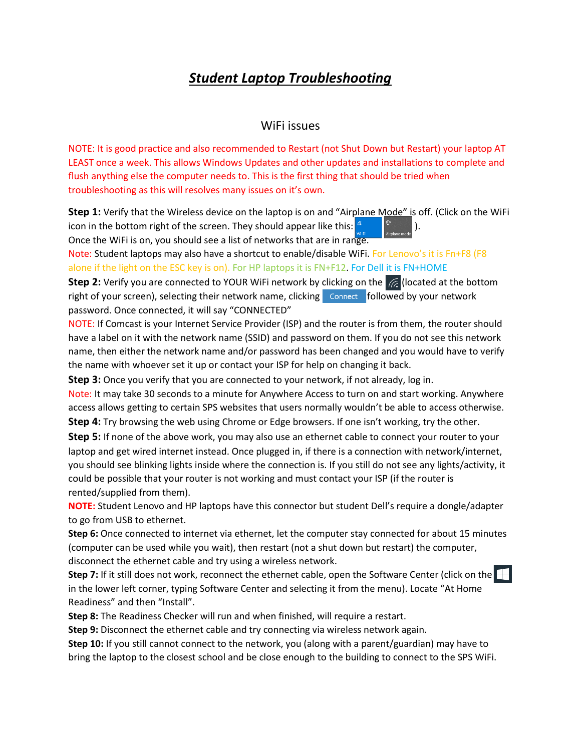# ***Student Laptop Troubleshooting***

## WiFi issues

NOTE: It is good practice and also recommended to Restart (not Shut Down but Restart) your laptop AT LEAST once a week. This allows Windows Updates and other updates and installations to complete and flush anything else the computer needs to. This is the first thing that should be tried when troubleshooting as this will resolves many issues on it's own.

**Step 1:** Verify that the Wireless device on the laptop is on and "Airplane Mode" is off. (Click on the WiFi icon in the bottom right of the screen. They should appear like this: Wi-Fi Airplane mode ). Once the WiFi is on, you should see a list of networks that are in range.

Note: Student laptops may also have a shortcut to enable/disable WiFi. For Lenovo's it is Fn+F8 (F8 alone if the light on the ESC key is on). For HP laptops it is FN+F12. For Dell it is FN+HOME

**Step 2:** Verify you are connected to YOUR WiFi network by clicking on the (located at the bottom right of your screen), selecting their network name, clicking Connect followed by your network password. Once connected, it will say "CONNECTED"

NOTE: If Comcast is your Internet Service Provider (ISP) and the router is from them, the router should have a label on it with the network name (SSID) and password on them. If you do not see this network name, then either the network name and/or password has been changed and you would have to verify the name with whoever set it up or contact your ISP for help on changing it back.

**Step 3:** Once you verify that you are connected to your network, if not already, log in.

Note: It may take 30 seconds to a minute for Anywhere Access to turn on and start working. Anywhere access allows getting to certain SPS websites that users normally wouldn't be able to access otherwise.

**Step 4:** Try browsing the web using Chrome or Edge browsers. If one isn't working, try the other.

**Step 5:** If none of the above work, you may also use an ethernet cable to connect your router to your laptop and get wired internet instead. Once plugged in, if there is a connection with network/internet, you should see blinking lights inside where the connection is. If you still do not see any lights/activity, it could be possible that your router is not working and must contact your ISP (if the router is rented/supplied from them).

**NOTE:** Student Lenovo and HP laptops have this connector but student Dell's require a dongle/adapter to go from USB to ethernet.

**Step 6:** Once connected to internet via ethernet, let the computer stay connected for about 15 minutes (computer can be used while you wait), then restart (not a shut down but restart) the computer, disconnect the ethernet cable and try using a wireless network.

**Step 7:** If it still does not work, reconnect the ethernet cable, open the Software Center (click on the in the lower left corner, typing Software Center and selecting it from the menu). Locate "At Home Readiness" and then "Install".

**Step 8:** The Readiness Checker will run and when finished, will require a restart.

**Step 9:** Disconnect the ethernet cable and try connecting via wireless network again.

**Step 10:** If you still cannot connect to the network, you (along with a parent/guardian) may have to bring the laptop to the closest school and be close enough to the building to connect to the SPS WiFi.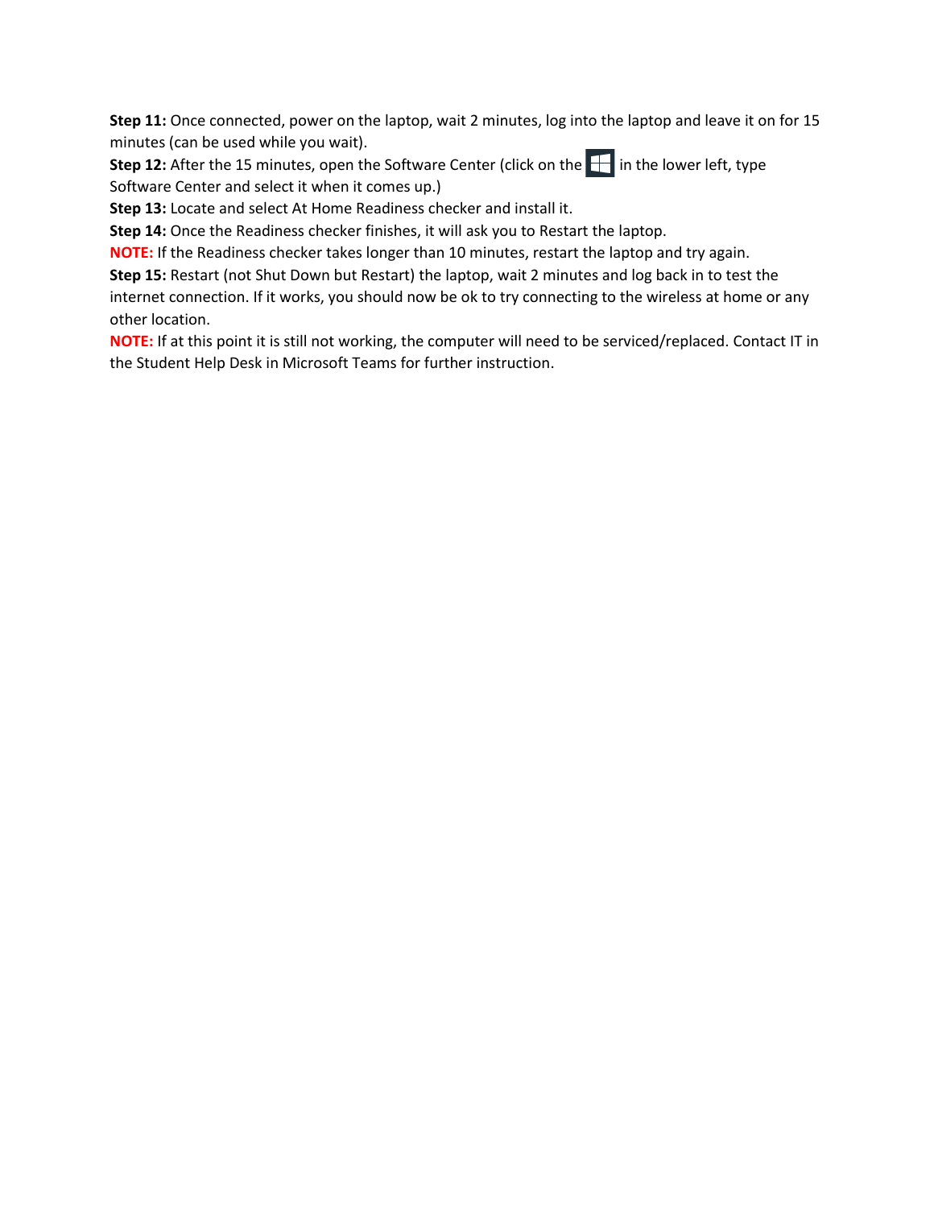**Step 11:** Once connected, power on the laptop, wait 2 minutes, log into the laptop and leave it on for 15 minutes (can be used while you wait).

**Step 12:** After the 15 minutes, open the Software Center (click on the ⊞ in the lower left, type Software Center and select it when it comes up.)

**Step 13:** Locate and select At Home Readiness checker and install it.

**Step 14:** Once the Readiness checker finishes, it will ask you to Restart the laptop.

**NOTE:** If the Readiness checker takes longer than 10 minutes, restart the laptop and try again.

**Step 15:** Restart (not Shut Down but Restart) the laptop, wait 2 minutes and log back in to test the internet connection. If it works, you should now be ok to try connecting to the wireless at home or any other location.

**NOTE:** If at this point it is still not working, the computer will need to be serviced/replaced. Contact IT in the Student Help Desk in Microsoft Teams for further instruction.